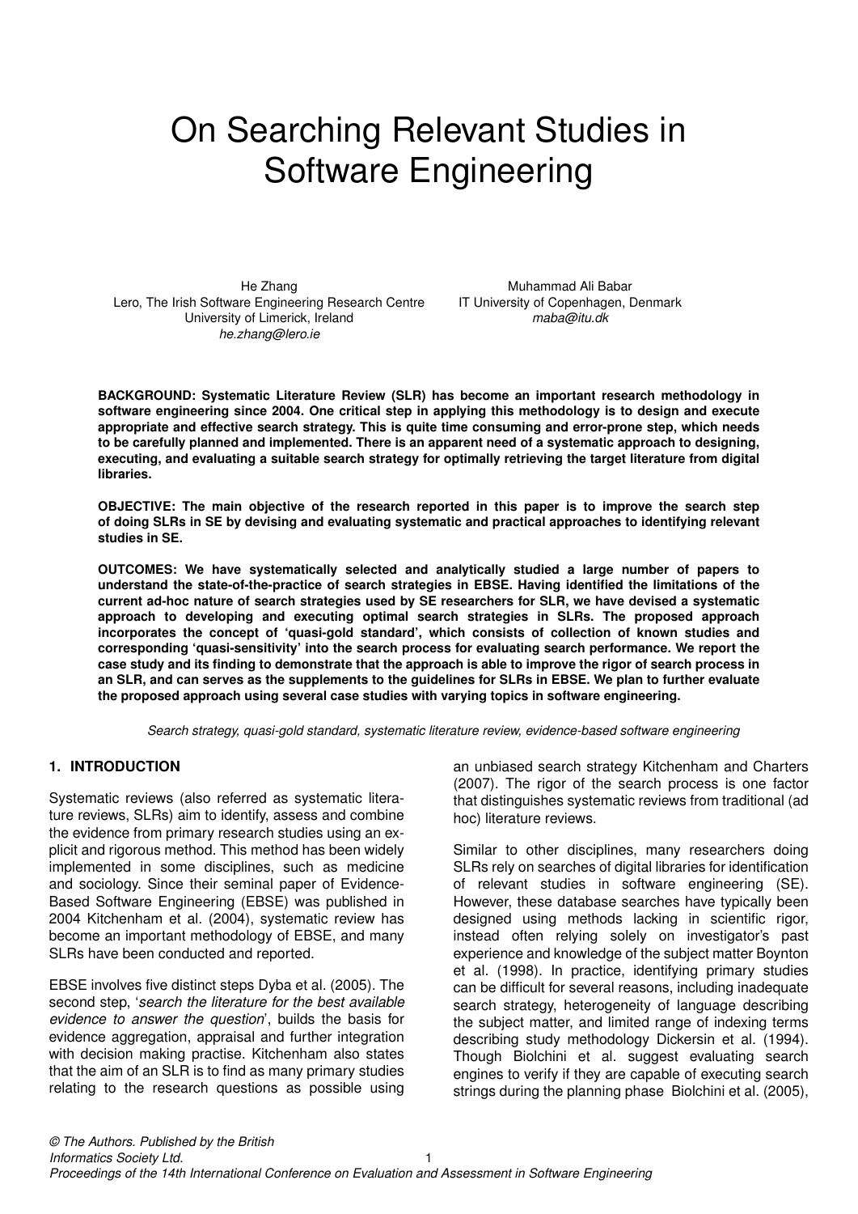# On Searching Relevant Studies in Software Engineering

He Zhang
Lero, The Irish Software Engineering Research Centre
University of Limerick, Ireland
*he.zhang@lero.ie*

Muhammad Ali Babar
IT University of Copenhagen, Denmark
*maba@itu.dk*

**BACKGROUND: Systematic Literature Review (SLR) has become an important research methodology in software engineering since 2004. One critical step in applying this methodology is to design and execute appropriate and effective search strategy. This is quite time consuming and error-prone step, which needs to be carefully planned and implemented. There is an apparent need of a systematic approach to designing, executing, and evaluating a suitable search strategy for optimally retrieving the target literature from digital libraries.**

**OBJECTIVE: The main objective of the research reported in this paper is to improve the search step of doing SLRs in SE by devising and evaluating systematic and practical approaches to identifying relevant studies in SE.**

**OUTCOMES: We have systematically selected and analytically studied a large number of papers to understand the state-of-the-practice of search strategies in EBSE. Having identified the limitations of the current ad-hoc nature of search strategies used by SE researchers for SLR, we have devised a systematic approach to developing and executing optimal search strategies in SLRs. The proposed approach incorporates the concept of 'quasi-gold standard', which consists of collection of known studies and corresponding 'quasi-sensitivity' into the search process for evaluating search performance. We report the case study and its finding to demonstrate that the approach is able to improve the rigor of search process in an SLR, and can serves as the supplements to the guidelines for SLRs in EBSE. We plan to further evaluate the proposed approach using several case studies with varying topics in software engineering.**

*Search strategy, quasi-gold standard, systematic literature review, evidence-based software engineering*

## 1. INTRODUCTION

Systematic reviews (also referred as systematic literature reviews, SLRs) aim to identify, assess and combine the evidence from primary research studies using an explicit and rigorous method. This method has been widely implemented in some disciplines, such as medicine and sociology. Since their seminal paper of Evidence-Based Software Engineering (EBSE) was published in 2004 Kitchenham et al. (2004), systematic review has become an important methodology of EBSE, and many SLRs have been conducted and reported.

EBSE involves five distinct steps Dyba et al. (2005). The second step, '*search the literature for the best available evidence to answer the question*', builds the basis for evidence aggregation, appraisal and further integration with decision making practise. Kitchenham also states that the aim of an SLR is to find as many primary studies relating to the research questions as possible using an unbiased search strategy Kitchenham and Charters (2007). The rigor of the search process is one factor that distinguishes systematic reviews from traditional (ad hoc) literature reviews.

Similar to other disciplines, many researchers doing SLRs rely on searches of digital libraries for identification of relevant studies in software engineering (SE). However, these database searches have typically been designed using methods lacking in scientific rigor, instead often relying solely on investigator's past experience and knowledge of the subject matter Boynton et al. (1998). In practice, identifying primary studies can be difficult for several reasons, including inadequate search strategy, heterogeneity of language describing the subject matter, and limited range of indexing terms describing study methodology Dickersin et al. (1994). Though Biolchini et al. suggest evaluating search engines to verify if they are capable of executing search strings during the planning phase Biolchini et al. (2005),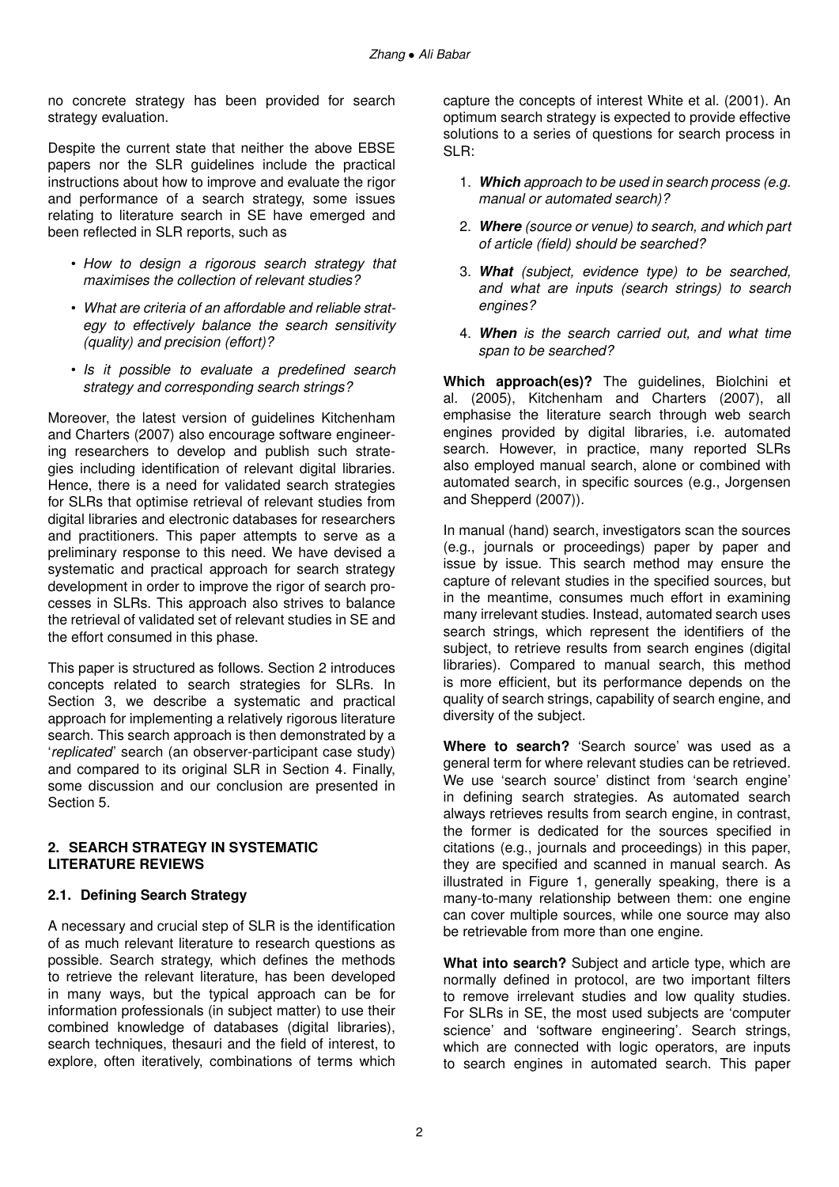no concrete strategy has been provided for search strategy evaluation.

Despite the current state that neither the above EBSE papers nor the SLR guidelines include the practical instructions about how to improve and evaluate the rigor and performance of a search strategy, some issues relating to literature search in SE have emerged and been reflected in SLR reports, such as

- *How to design a rigorous search strategy that maximises the collection of relevant studies?*
- *What are criteria of an affordable and reliable strategy to effectively balance the search sensitivity (quality) and precision (effort)?*
- *Is it possible to evaluate a predefined search strategy and corresponding search strings?*

Moreover, the latest version of guidelines Kitchenham and Charters (2007) also encourage software engineering researchers to develop and publish such strategies including identification of relevant digital libraries. Hence, there is a need for validated search strategies for SLRs that optimise retrieval of relevant studies from digital libraries and electronic databases for researchers and practitioners. This paper attempts to serve as a preliminary response to this need. We have devised a systematic and practical approach for search strategy development in order to improve the rigor of search processes in SLRs. This approach also strives to balance the retrieval of validated set of relevant studies in SE and the effort consumed in this phase.

This paper is structured as follows. Section 2 introduces concepts related to search strategies for SLRs. In Section 3, we describe a systematic and practical approach for implementing a relatively rigorous literature search. This search approach is then demonstrated by a '*replicated*' search (an observer-participant case study) and compared to its original SLR in Section 4. Finally, some discussion and our conclusion are presented in Section 5.

## 2. SEARCH STRATEGY IN SYSTEMATIC LITERATURE REVIEWS

### 2.1. Defining Search Strategy

A necessary and crucial step of SLR is the identification of as much relevant literature to research questions as possible. Search strategy, which defines the methods to retrieve the relevant literature, has been developed in many ways, but the typical approach can be for information professionals (in subject matter) to use their combined knowledge of databases (digital libraries), search techniques, thesauri and the field of interest, to explore, often iteratively, combinations of terms which capture the concepts of interest White et al. (2001). An optimum search strategy is expected to provide effective solutions to a series of questions for search process in SLR:

1. ***Which*** *approach to be used in search process (e.g. manual or automated search)?*
2. ***Where*** *(source or venue) to search, and which part of article (field) should be searched?*
3. ***What*** *(subject, evidence type) to be searched, and what are inputs (search strings) to search engines?*
4. ***When*** *is the search carried out, and what time span to be searched?*

**Which approach(es)?** The guidelines, Biolchini et al. (2005), Kitchenham and Charters (2007), all emphasise the literature search through web search engines provided by digital libraries, i.e. automated search. However, in practice, many reported SLRs also employed manual search, alone or combined with automated search, in specific sources (e.g., Jorgensen and Shepperd (2007)).

In manual (hand) search, investigators scan the sources (e.g., journals or proceedings) paper by paper and issue by issue. This search method may ensure the capture of relevant studies in the specified sources, but in the meantime, consumes much effort in examining many irrelevant studies. Instead, automated search uses search strings, which represent the identifiers of the subject, to retrieve results from search engines (digital libraries). Compared to manual search, this method is more efficient, but its performance depends on the quality of search strings, capability of search engine, and diversity of the subject.

**Where to search?** 'Search source' was used as a general term for where relevant studies can be retrieved. We use 'search source' distinct from 'search engine' in defining search strategies. As automated search always retrieves results from search engine, in contrast, the former is dedicated for the sources specified in citations (e.g., journals and proceedings) in this paper, they are specified and scanned in manual search. As illustrated in Figure 1, generally speaking, there is a many-to-many relationship between them: one engine can cover multiple sources, while one source may also be retrievable from more than one engine.

**What into search?** Subject and article type, which are normally defined in protocol, are two important filters to remove irrelevant studies and low quality studies. For SLRs in SE, the most used subjects are 'computer science' and 'software engineering'. Search strings, which are connected with logic operators, are inputs to search engines in automated search. This paper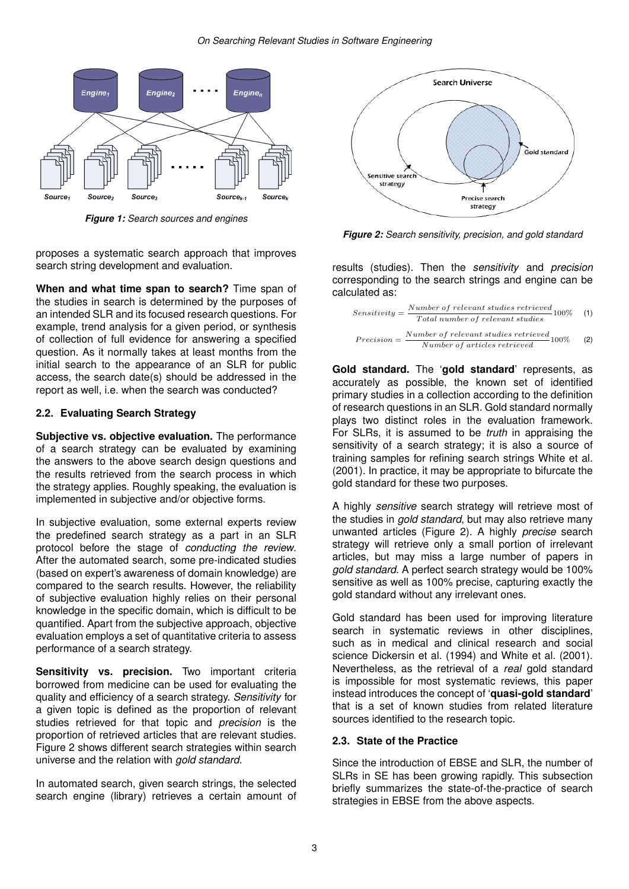**Figure 1:** *Search sources and engines*

proposes a systematic search approach that improves search string development and evaluation.

**When and what time span to search?** Time span of the studies in search is determined by the purposes of an intended SLR and its focused research questions. For example, trend analysis for a given period, or synthesis of collection of full evidence for answering a specified question. As it normally takes at least months from the initial search to the appearance of an SLR for public access, the search date(s) should be addressed in the report as well, i.e. when the search was conducted?

### 2.2. Evaluating Search Strategy

**Subjective vs. objective evaluation.** The performance of a search strategy can be evaluated by examining the answers to the above search design questions and the results retrieved from the search process in which the strategy applies. Roughly speaking, the evaluation is implemented in subjective and/or objective forms.

In subjective evaluation, some external experts review the predefined search strategy as a part in an SLR protocol before the stage of *conducting the review*. After the automated search, some pre-indicated studies (based on expert's awareness of domain knowledge) are compared to the search results. However, the reliability of subjective evaluation highly relies on their personal knowledge in the specific domain, which is difficult to be quantified. Apart from the subjective approach, objective evaluation employs a set of quantitative criteria to assess performance of a search strategy.

**Sensitivity vs. precision.** Two important criteria borrowed from medicine can be used for evaluating the quality and efficiency of a search strategy. *Sensitivity* for a given topic is defined as the proportion of relevant studies retrieved for that topic and *precision* is the proportion of retrieved articles that are relevant studies. Figure 2 shows different search strategies within search universe and the relation with *gold standard*.

In automated search, given search strings, the selected search engine (library) retrieves a certain amount of

**Figure 2:** *Search sensitivity, precision, and gold standard*

results (studies). Then the *sensitivity* and *precision* corresponding to the search strings and engine can be calculated as:

$$Sensitivity = \frac{Number\ of\ relevant\ studies\ retrieved}{Total\ number\ of\ relevant\ studies} 100\% \quad (1)$$

$$Precision = \frac{Number\ of\ relevant\ studies\ retrieved}{Number\ of\ articles\ retrieved} 100\% \quad (2)$$

**Gold standard.** The '**gold standard**' represents, as accurately as possible, the known set of identified primary studies in a collection according to the definition of research questions in an SLR. Gold standard normally plays two distinct roles in the evaluation framework. For SLRs, it is assumed to be *truth* in appraising the sensitivity of a search strategy; it is also a source of training samples for refining search strings White et al. (2001). In practice, it may be appropriate to bifurcate the gold standard for these two purposes.

A highly *sensitive* search strategy will retrieve most of the studies in *gold standard*, but may also retrieve many unwanted articles (Figure 2). A highly *precise* search strategy will retrieve only a small portion of irrelevant articles, but may miss a large number of papers in *gold standard*. A perfect search strategy would be 100% sensitive as well as 100% precise, capturing exactly the gold standard without any irrelevant ones.

Gold standard has been used for improving literature search in systematic reviews in other disciplines, such as in medical and clinical research and social science Dickersin et al. (1994) and White et al. (2001). Nevertheless, as the retrieval of a *real* gold standard is impossible for most systematic reviews, this paper instead introduces the concept of '**quasi-gold standard**' that is a set of known studies from related literature sources identified to the research topic.

### 2.3. State of the Practice

Since the introduction of EBSE and SLR, the number of SLRs in SE has been growing rapidly. This subsection briefly summarizes the state-of-the-practice of search strategies in EBSE from the above aspects.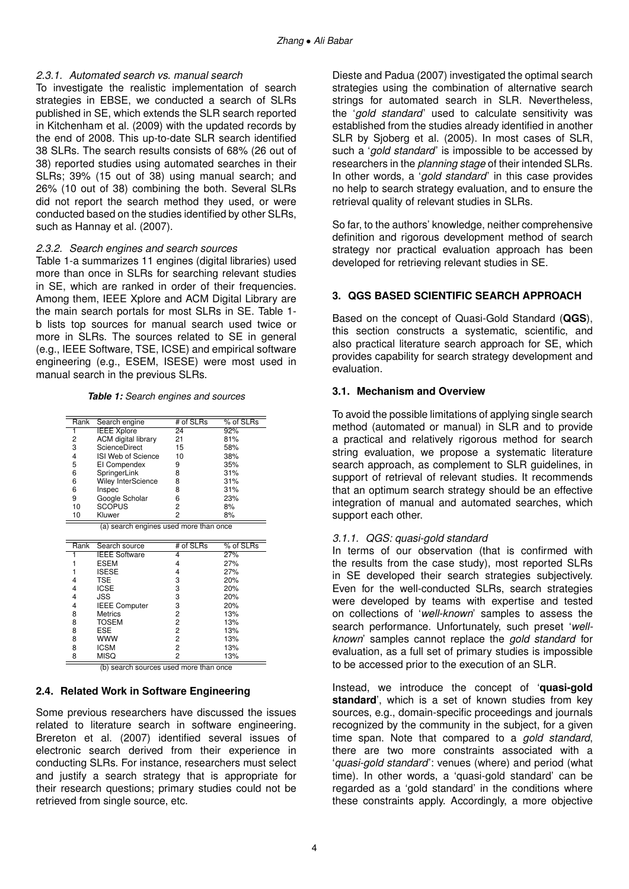### 2.3.1. Automated search vs. manual search

To investigate the realistic implementation of search strategies in EBSE, we conducted a search of SLRs published in SE, which extends the SLR search reported in Kitchenham et al. (2009) with the updated records by the end of 2008. This up-to-date SLR search identified 38 SLRs. The search results consists of 68% (26 out of 38) reported studies using automated searches in their SLRs; 39% (15 out of 38) using manual search; and 26% (10 out of 38) combining the both. Several SLRs did not report the search method they used, or were conducted based on the studies identified by other SLRs, such as Hannay et al. (2007).

### 2.3.2. Search engines and search sources

Table 1-a summarizes 11 engines (digital libraries) used more than once in SLRs for searching relevant studies in SE, which are ranked in order of their frequencies. Among them, IEEE Xplore and ACM Digital Library are the main search portals for most SLRs in SE. Table 1-b lists top sources for manual search used twice or more in SLRs. The sources related to SE in general (e.g., IEEE Software, TSE, ICSE) and empirical software engineering (e.g., ESEM, ISESE) were most used in manual search in the previous SLRs.

***Table 1:*** *Search engines and sources*

| Rank | Search engine | # of SLRs | % of SLRs |
|---|---|---|---|
| 1 | IEEE Xplore | 24 | 92% |
| 2 | ACM digital library | 21 | 81% |
| 3 | ScienceDirect | 15 | 58% |
| 4 | ISI Web of Science | 10 | 38% |
| 5 | EI Compendex | 9 | 35% |
| 6 | SpringerLink | 8 | 31% |
| 6 | Wiley InterScience | 8 | 31% |
| 6 | Inspec | 8 | 31% |
| 9 | Google Scholar | 6 | 23% |
| 10 | SCOPUS | 2 | 8% |
| 10 | Kluwer | 2 | 8% |

(a) search engines used more than once

| Rank | Search source | # of SLRs | % of SLRs |
|---|---|---|---|
| 1 | IEEE Software | 4 | 27% |
| 1 | ESEM | 4 | 27% |
| 1 | ISESE | 4 | 27% |
| 4 | TSE | 3 | 20% |
| 4 | ICSE | 3 | 20% |
| 4 | JSS | 3 | 20% |
| 4 | IEEE Computer | 3 | 20% |
| 8 | Metrics | 2 | 13% |
| 8 | TOSEM | 2 | 13% |
| 8 | ESE | 2 | 13% |
| 8 | WWW | 2 | 13% |
| 8 | ICSM | 2 | 13% |
| 8 | MISQ | 2 | 13% |

(b) search sources used more than once

## 2.4. Related Work in Software Engineering

Some previous researchers have discussed the issues related to literature search in software engineering. Brereton et al. (2007) identified several issues of electronic search derived from their experience in conducting SLRs. For instance, researchers must select and justify a search strategy that is appropriate for their research questions; primary studies could not be retrieved from single source, etc.

Dieste and Padua (2007) investigated the optimal search strategies using the combination of alternative search strings for automated search in SLR. Nevertheless, the '*gold standard*' used to calculate sensitivity was established from the studies already identified in another SLR by Sjoberg et al. (2005). In most cases of SLR, such a '*gold standard*' is impossible to be accessed by researchers in the *planning stage* of their intended SLRs. In other words, a '*gold standard*' in this case provides no help to search strategy evaluation, and to ensure the retrieval quality of relevant studies in SLRs.

So far, to the authors' knowledge, neither comprehensive definition and rigorous development method of search strategy nor practical evaluation approach has been developed for retrieving relevant studies in SE.

## 3. QGS BASED SCIENTIFIC SEARCH APPROACH

Based on the concept of Quasi-Gold Standard (**QGS**), this section constructs a systematic, scientific, and also practical literature search approach for SE, which provides capability for search strategy development and evaluation.

### 3.1. Mechanism and Overview

To avoid the possible limitations of applying single search method (automated or manual) in SLR and to provide a practical and relatively rigorous method for search string evaluation, we propose a systematic literature search approach, as complement to SLR guidelines, in support of retrieval of relevant studies. It recommends that an optimum search strategy should be an effective integration of manual and automated searches, which support each other.

### 3.1.1. QGS: quasi-gold standard

In terms of our observation (that is confirmed with the results from the case study), most reported SLRs in SE developed their search strategies subjectively. Even for the well-conducted SLRs, search strategies were developed by teams with expertise and tested on collections of '*well-known*' samples to assess the search performance. Unfortunately, such preset '*well-known*' samples cannot replace the *gold standard* for evaluation, as a full set of primary studies is impossible to be accessed prior to the execution of an SLR.

Instead, we introduce the concept of '**quasi-gold standard**', which is a set of known studies from key sources, e.g., domain-specific proceedings and journals recognized by the community in the subject, for a given time span. Note that compared to a *gold standard*, there are two more constraints associated with a '*quasi-gold standard*': venues (where) and period (what time). In other words, a 'quasi-gold standard' can be regarded as a 'gold standard' in the conditions where these constraints apply. Accordingly, a more objective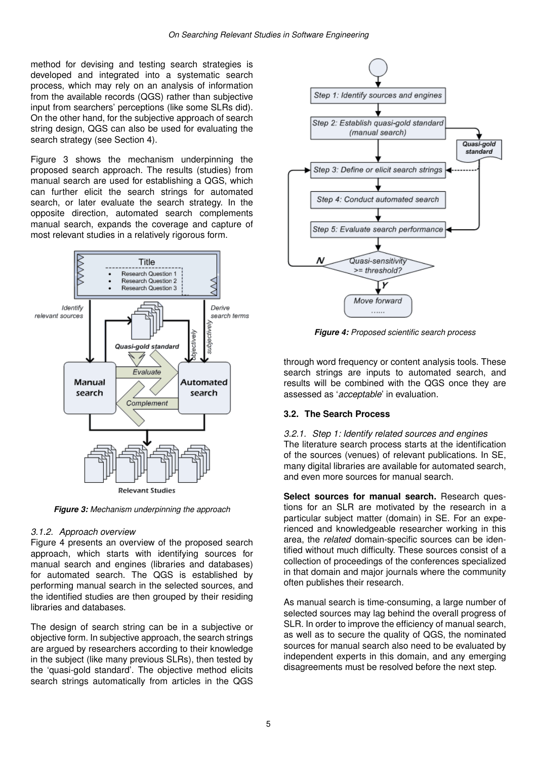method for devising and testing search strategies is developed and integrated into a systematic search process, which may rely on an analysis of information from the available records (QGS) rather than subjective input from searchers' perceptions (like some SLRs did). On the other hand, for the subjective approach of search string design, QGS can also be used for evaluating the search strategy (see Section 4).

Figure 3 shows the mechanism underpinning the proposed search approach. The results (studies) from manual search are used for establishing a QGS, which can further elicit the search strings for automated search, or later evaluate the search strategy. In the opposite direction, automated search complements manual search, expands the coverage and capture of most relevant studies in a relatively rigorous form.

***Figure 3:*** *Mechanism underpinning the approach*

#### *3.1.2. Approach overview*

Figure 4 presents an overview of the proposed search approach, which starts with identifying sources for manual search and engines (libraries and databases) for automated search. The QGS is established by performing manual search in the selected sources, and the identified studies are then grouped by their residing libraries and databases.

The design of search string can be in a subjective or objective form. In subjective approach, the search strings are argued by researchers according to their knowledge in the subject (like many previous SLRs), then tested by the 'quasi-gold standard'. The objective method elicits search strings automatically from articles in the QGS through word frequency or content analysis tools. These search strings are inputs to automated search, and results will be combined with the QGS once they are assessed as '*acceptable*' in evaluation.

***Figure 4:*** *Proposed scientific search process*

### 3.2. The Search Process

#### *3.2.1. Step 1: Identify related sources and engines*

The literature search process starts at the identification of the sources (venues) of relevant publications. In SE, many digital libraries are available for automated search, and even more sources for manual search.

**Select sources for manual search.** Research questions for an SLR are motivated by the research in a particular subject matter (domain) in SE. For an experienced and knowledgeable researcher working in this area, the *related* domain-specific sources can be identified without much difficulty. These sources consist of a collection of proceedings of the conferences specialized in that domain and major journals where the community often publishes their research.

As manual search is time-consuming, a large number of selected sources may lag behind the overall progress of SLR. In order to improve the efficiency of manual search, as well as to secure the quality of QGS, the nominated sources for manual search also need to be evaluated by independent experts in this domain, and any emerging disagreements must be resolved before the next step.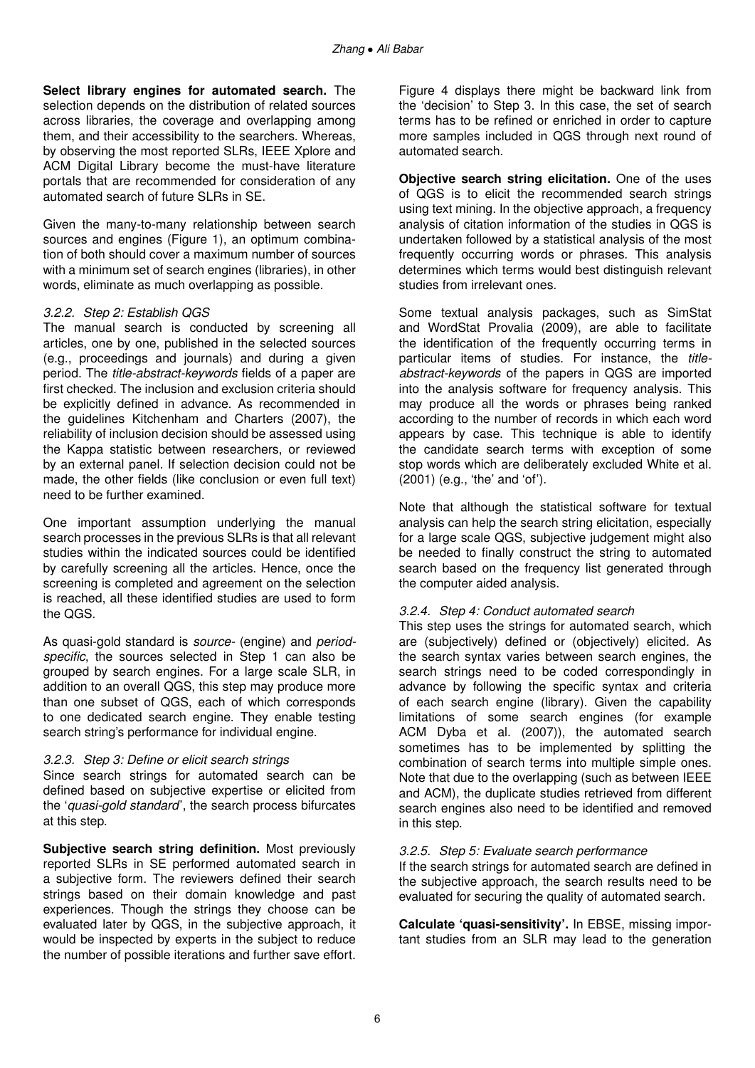**Select library engines for automated search.** The selection depends on the distribution of related sources across libraries, the coverage and overlapping among them, and their accessibility to the searchers. Whereas, by observing the most reported SLRs, IEEE Xplore and ACM Digital Library become the must-have literature portals that are recommended for consideration of any automated search of future SLRs in SE.

Given the many-to-many relationship between search sources and engines (Figure 1), an optimum combination of both should cover a maximum number of sources with a minimum set of search engines (libraries), in other words, eliminate as much overlapping as possible.

### *3.2.2. Step 2: Establish QGS*

The manual search is conducted by screening all articles, one by one, published in the selected sources (e.g., proceedings and journals) and during a given period. The *title-abstract-keywords* fields of a paper are first checked. The inclusion and exclusion criteria should be explicitly defined in advance. As recommended in the guidelines Kitchenham and Charters (2007), the reliability of inclusion decision should be assessed using the Kappa statistic between researchers, or reviewed by an external panel. If selection decision could not be made, the other fields (like conclusion or even full text) need to be further examined.

One important assumption underlying the manual search processes in the previous SLRs is that all relevant studies within the indicated sources could be identified by carefully screening all the articles. Hence, once the screening is completed and agreement on the selection is reached, all these identified studies are used to form the QGS.

As quasi-gold standard is *source*- (engine) and *period-specific*, the sources selected in Step 1 can also be grouped by search engines. For a large scale SLR, in addition to an overall QGS, this step may produce more than one subset of QGS, each of which corresponds to one dedicated search engine. They enable testing search string's performance for individual engine.

### *3.2.3. Step 3: Define or elicit search strings*

Since search strings for automated search can be defined based on subjective expertise or elicited from the '*quasi-gold standard*', the search process bifurcates at this step.

**Subjective search string definition.** Most previously reported SLRs in SE performed automated search in a subjective form. The reviewers defined their search strings based on their domain knowledge and past experiences. Though the strings they choose can be evaluated later by QGS, in the subjective approach, it would be inspected by experts in the subject to reduce the number of possible iterations and further save effort. Figure 4 displays there might be backward link from the 'decision' to Step 3. In this case, the set of search terms has to be refined or enriched in order to capture more samples included in QGS through next round of automated search.

**Objective search string elicitation.** One of the uses of QGS is to elicit the recommended search strings using text mining. In the objective approach, a frequency analysis of citation information of the studies in QGS is undertaken followed by a statistical analysis of the most frequently occurring words or phrases. This analysis determines which terms would best distinguish relevant studies from irrelevant ones.

Some textual analysis packages, such as SimStat and WordStat Provalia (2009), are able to facilitate the identification of the frequently occurring terms in particular items of studies. For instance, the *title-abstract-keywords* of the papers in QGS are imported into the analysis software for frequency analysis. This may produce all the words or phrases being ranked according to the number of records in which each word appears by case. This technique is able to identify the candidate search terms with exception of some stop words which are deliberately excluded White et al. (2001) (e.g., 'the' and 'of').

Note that although the statistical software for textual analysis can help the search string elicitation, especially for a large scale QGS, subjective judgement might also be needed to finally construct the string to automated search based on the frequency list generated through the computer aided analysis.

### *3.2.4. Step 4: Conduct automated search*

This step uses the strings for automated search, which are (subjectively) defined or (objectively) elicited. As the search syntax varies between search engines, the search strings need to be coded correspondingly in advance by following the specific syntax and criteria of each search engine (library). Given the capability limitations of some search engines (for example ACM Dyba et al. (2007)), the automated search sometimes has to be implemented by splitting the combination of search terms into multiple simple ones. Note that due to the overlapping (such as between IEEE and ACM), the duplicate studies retrieved from different search engines also need to be identified and removed in this step.

### *3.2.5. Step 5: Evaluate search performance*

If the search strings for automated search are defined in the subjective approach, the search results need to be evaluated for securing the quality of automated search.

**Calculate 'quasi-sensitivity'.** In EBSE, missing important studies from an SLR may lead to the generation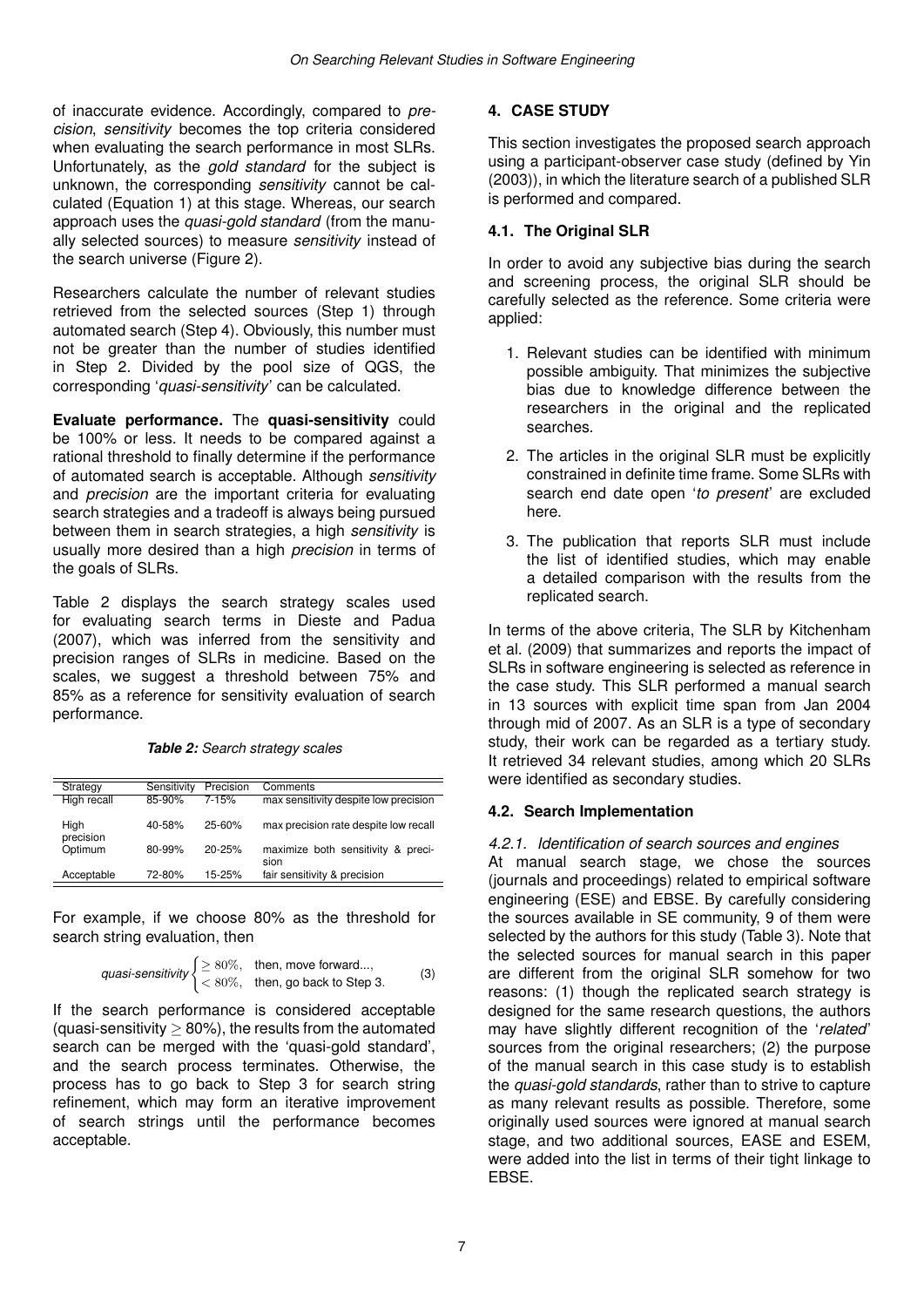of inaccurate evidence. Accordingly, compared to *precision*, *sensitivity* becomes the top criteria considered when evaluating the search performance in most SLRs. Unfortunately, as the *gold standard* for the subject is unknown, the corresponding *sensitivity* cannot be calculated (Equation 1) at this stage. Whereas, our search approach uses the *quasi-gold standard* (from the manually selected sources) to measure *sensitivity* instead of the search universe (Figure 2).

Researchers calculate the number of relevant studies retrieved from the selected sources (Step 1) through automated search (Step 4). Obviously, this number must not be greater than the number of studies identified in Step 2. Divided by the pool size of QGS, the corresponding '*quasi-sensitivity*' can be calculated.

**Evaluate performance.** The **quasi-sensitivity** could be 100% or less. It needs to be compared against a rational threshold to finally determine if the performance of automated search is acceptable. Although *sensitivity* and *precision* are the important criteria for evaluating search strategies and a tradeoff is always being pursued between them in search strategies, a high *sensitivity* is usually more desired than a high *precision* in terms of the goals of SLRs.

Table 2 displays the search strategy scales used for evaluating search terms in Dieste and Padua (2007), which was inferred from the sensitivity and precision ranges of SLRs in medicine. Based on the scales, we suggest a threshold between 75% and 85% as a reference for sensitivity evaluation of search performance.

***Table 2:*** *Search strategy scales*

| Strategy | Sensitivity | Precision | Comments |
| --- | --- | --- | --- |
| High recall | 85-90% | 7-15% | max sensitivity despite low precision |
| High precision | 40-58% | 25-60% | max precision rate despite low recall |
| Optimum | 80-99% | 20-25% | maximize both sensitivity & precision |
| Acceptable | 72-80% | 15-25% | fair sensitivity & precision |

For example, if we choose 80% as the threshold for search string evaluation, then

$$\textit{quasi-sensitivity}\begin{cases} \geq 80\%, & \text{then, move forward...,} \\ < 80\%, & \text{then, go back to Step 3.} \end{cases} \qquad (3)$$

If the search performance is considered acceptable (quasi-sensitivity $\geq 80\%$), the results from the automated search can be merged with the 'quasi-gold standard', and the search process terminates. Otherwise, the process has to go back to Step 3 for search string refinement, which may form an iterative improvement of search strings until the performance becomes acceptable.

## 4. CASE STUDY

This section investigates the proposed search approach using a participant-observer case study (defined by Yin (2003)), in which the literature search of a published SLR is performed and compared.

### 4.1. The Original SLR

In order to avoid any subjective bias during the search and screening process, the original SLR should be carefully selected as the reference. Some criteria were applied:

1. Relevant studies can be identified with minimum possible ambiguity. That minimizes the subjective bias due to knowledge difference between the researchers in the original and the replicated searches.
2. The articles in the original SLR must be explicitly constrained in definite time frame. Some SLRs with search end date open '*to present*' are excluded here.
3. The publication that reports SLR must include the list of identified studies, which may enable a detailed comparison with the results from the replicated search.

In terms of the above criteria, The SLR by Kitchenham et al. (2009) that summarizes and reports the impact of SLRs in software engineering is selected as reference in the case study. This SLR performed a manual search in 13 sources with explicit time span from Jan 2004 through mid of 2007. As an SLR is a type of secondary study, their work can be regarded as a tertiary study. It retrieved 34 relevant studies, among which 20 SLRs were identified as secondary studies.

### 4.2. Search Implementation

#### *4.2.1. Identification of search sources and engines*

At manual search stage, we chose the sources (journals and proceedings) related to empirical software engineering (ESE) and EBSE. By carefully considering the sources available in SE community, 9 of them were selected by the authors for this study (Table 3). Note that the selected sources for manual search in this paper are different from the original SLR somehow for two reasons: (1) though the replicated search strategy is designed for the same research questions, the authors may have slightly different recognition of the '*related*' sources from the original researchers; (2) the purpose of the manual search in this case study is to establish the *quasi-gold standards*, rather than to strive to capture as many relevant results as possible. Therefore, some originally used sources were ignored at manual search stage, and two additional sources, EASE and ESEM, were added into the list in terms of their tight linkage to EBSE.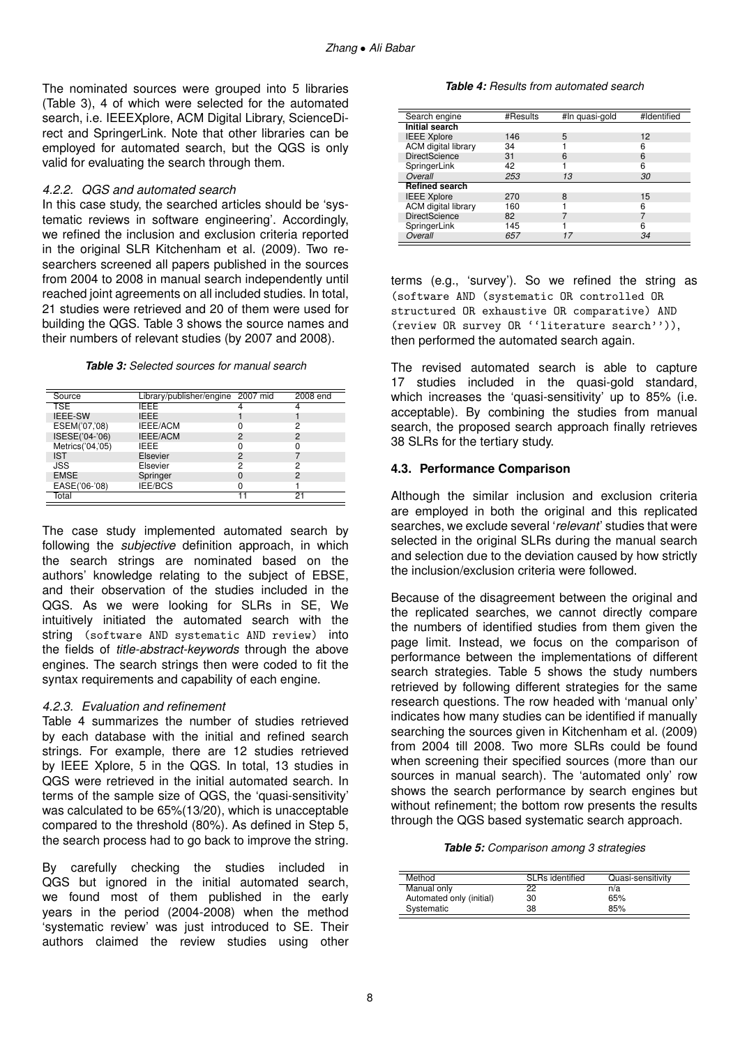The nominated sources were grouped into 5 libraries (Table 3), 4 of which were selected for the automated search, i.e. IEEEXplore, ACM Digital Library, ScienceDirect and SpringerLink. Note that other libraries can be employed for automated search, but the QGS is only valid for evaluating the search through them.

#### 4.2.2. QGS and automated search

In this case study, the searched articles should be 'systematic reviews in software engineering'. Accordingly, we refined the inclusion and exclusion criteria reported in the original SLR Kitchenham et al. (2009). Two researchers screened all papers published in the sources from 2004 to 2008 in manual search independently until reached joint agreements on all included studies. In total, 21 studies were retrieved and 20 of them were used for building the QGS. Table 3 shows the source names and their numbers of relevant studies (by 2007 and 2008).

***Table 3:*** *Selected sources for manual search*

| Source | Library/publisher/engine | 2007 mid | 2008 end |
|---|---|---|---|
| TSE | IEEE | 4 | 4 |
| IEEE-SW | IEEE | 1 | 1 |
| ESEM('07,'08) | IEEE/ACM | 0 | 2 |
| ISESE('04-'06) | IEEE/ACM | 2 | 2 |
| Metrics('04,'05) | IEEE | 0 | 0 |
| IST | Elsevier | 2 | 7 |
| JSS | Elsevier | 2 | 2 |
| EMSE | Springer | 0 | 2 |
| EASE('06-'08) | IEE/BCS | 0 | 1 |
| Total | | 11 | 21 |

The case study implemented automated search by following the *subjective* definition approach, in which the search strings are nominated based on the authors' knowledge relating to the subject of EBSE, and their observation of the studies included in the QGS. As we were looking for SLRs in SE, We intuitively initiated the automated search with the string `(software AND systematic AND review)` into the fields of *title-abstract-keywords* through the above engines. The search strings then were coded to fit the syntax requirements and capability of each engine.

#### 4.2.3. Evaluation and refinement

Table 4 summarizes the number of studies retrieved by each database with the initial and refined search strings. For example, there are 12 studies retrieved by IEEE Xplore, 5 in the QGS. In total, 13 studies in QGS were retrieved in the initial automated search. In terms of the sample size of QGS, the 'quasi-sensitivity' was calculated to be 65%(13/20), which is unacceptable compared to the threshold (80%). As defined in Step 5, the search process had to go back to improve the string.

By carefully checking the studies included in QGS but ignored in the initial automated search, we found most of them published in the early years in the period (2004-2008) when the method 'systematic review' was just introduced to SE. Their authors claimed the review studies using other terms (e.g., 'survey'). So we refined the string as `(software AND (systematic OR controlled OR structured OR exhaustive OR comparative) AND (review OR survey OR ''literature search''))`, then performed the automated search again.

***Table 4:*** *Results from automated search*

| Search engine | #Results | #In quasi-gold | #Identified |
|---|---|---|---|
| **Initial search** | | | |
| IEEE Xplore | 146 | 5 | 12 |
| ACM digital library | 34 | 1 | 6 |
| DirectScience | 31 | 6 | 6 |
| SpringerLink | 42 | 1 | 6 |
| *Overall* | *253* | *13* | *30* |
| **Refined search** | | | |
| IEEE Xplore | 270 | 8 | 15 |
| ACM digital library | 160 | 1 | 6 |
| DirectScience | 82 | 7 | 7 |
| SpringerLink | 145 | 1 | 6 |
| *Overall* | *657* | *17* | *34* |

The revised automated search is able to capture 17 studies included in the quasi-gold standard, which increases the 'quasi-sensitivity' up to 85% (i.e. acceptable). By combining the studies from manual search, the proposed search approach finally retrieves 38 SLRs for the tertiary study.

### 4.3. Performance Comparison

Although the similar inclusion and exclusion criteria are employed in both the original and this replicated searches, we exclude several '*relevant*' studies that were selected in the original SLRs during the manual search and selection due to the deviation caused by how strictly the inclusion/exclusion criteria were followed.

Because of the disagreement between the original and the replicated searches, we cannot directly compare the numbers of identified studies from them given the page limit. Instead, we focus on the comparison of performance between the implementations of different search strategies. Table 5 shows the study numbers retrieved by following different strategies for the same research questions. The row headed with 'manual only' indicates how many studies can be identified if manually searching the sources given in Kitchenham et al. (2009) from 2004 till 2008. Two more SLRs could be found when screening their specified sources (more than our sources in manual search). The 'automated only' row shows the search performance by search engines but without refinement; the bottom row presents the results through the QGS based systematic search approach.

***Table 5:*** *Comparison among 3 strategies*

| Method | SLRs identified | Quasi-sensitivity |
|---|---|---|
| Manual only | 22 | n/a |
| Automated only (initial) | 30 | 65% |
| Systematic | 38 | 85% |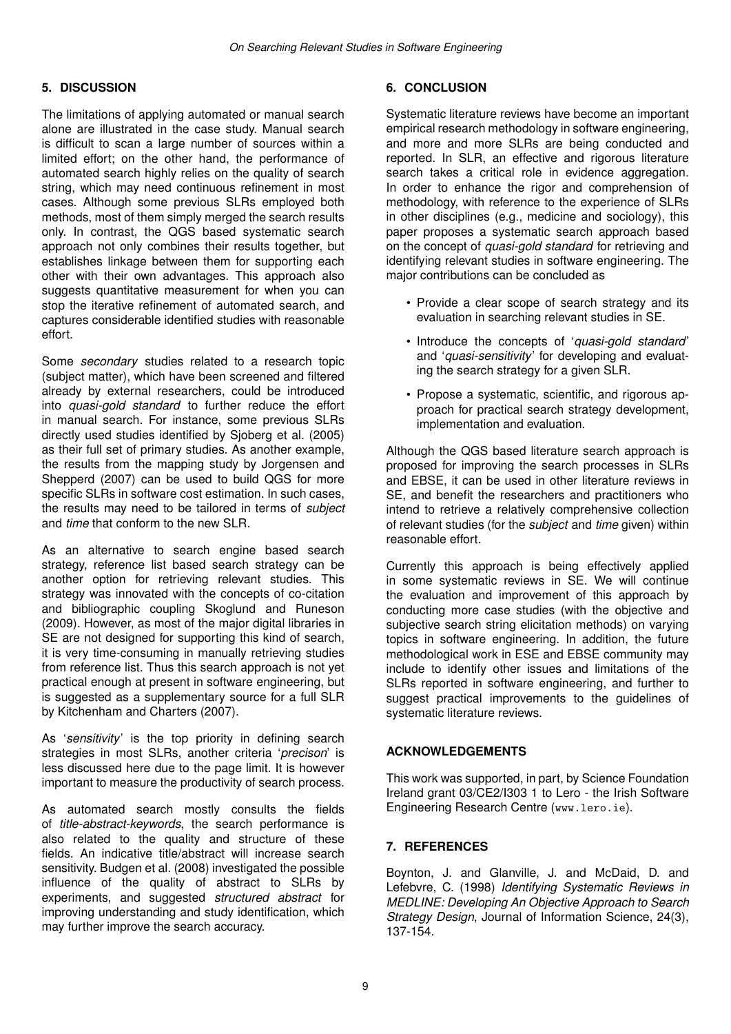## 5. DISCUSSION

The limitations of applying automated or manual search alone are illustrated in the case study. Manual search is difficult to scan a large number of sources within a limited effort; on the other hand, the performance of automated search highly relies on the quality of search string, which may need continuous refinement in most cases. Although some previous SLRs employed both methods, most of them simply merged the search results only. In contrast, the QGS based systematic search approach not only combines their results together, but establishes linkage between them for supporting each other with their own advantages. This approach also suggests quantitative measurement for when you can stop the iterative refinement of automated search, and captures considerable identified studies with reasonable effort.

Some *secondary* studies related to a research topic (subject matter), which have been screened and filtered already by external researchers, could be introduced into *quasi-gold standard* to further reduce the effort in manual search. For instance, some previous SLRs directly used studies identified by Sjoberg et al. (2005) as their full set of primary studies. As another example, the results from the mapping study by Jorgensen and Shepperd (2007) can be used to build QGS for more specific SLRs in software cost estimation. In such cases, the results may need to be tailored in terms of *subject* and *time* that conform to the new SLR.

As an alternative to search engine based search strategy, reference list based search strategy can be another option for retrieving relevant studies. This strategy was innovated with the concepts of co-citation and bibliographic coupling Skoglund and Runeson (2009). However, as most of the major digital libraries in SE are not designed for supporting this kind of search, it is very time-consuming in manually retrieving studies from reference list. Thus this search approach is not yet practical enough at present in software engineering, but is suggested as a supplementary source for a full SLR by Kitchenham and Charters (2007).

As '*sensitivity*' is the top priority in defining search strategies in most SLRs, another criteria '*precison*' is less discussed here due to the page limit. It is however important to measure the productivity of search process.

As automated search mostly consults the fields of *title-abstract-keywords*, the search performance is also related to the quality and structure of these fields. An indicative title/abstract will increase search sensitivity. Budgen et al. (2008) investigated the possible influence of the quality of abstract to SLRs by experiments, and suggested *structured abstract* for improving understanding and study identification, which may further improve the search accuracy.

## 6. CONCLUSION

Systematic literature reviews have become an important empirical research methodology in software engineering, and more and more SLRs are being conducted and reported. In SLR, an effective and rigorous literature search takes a critical role in evidence aggregation. In order to enhance the rigor and comprehension of methodology, with reference to the experience of SLRs in other disciplines (e.g., medicine and sociology), this paper proposes a systematic search approach based on the concept of *quasi-gold standard* for retrieving and identifying relevant studies in software engineering. The major contributions can be concluded as

- Provide a clear scope of search strategy and its evaluation in searching relevant studies in SE.
- Introduce the concepts of '*quasi-gold standard*' and '*quasi-sensitivity*' for developing and evaluating the search strategy for a given SLR.
- Propose a systematic, scientific, and rigorous approach for practical search strategy development, implementation and evaluation.

Although the QGS based literature search approach is proposed for improving the search processes in SLRs and EBSE, it can be used in other literature reviews in SE, and benefit the researchers and practitioners who intend to retrieve a relatively comprehensive collection of relevant studies (for the *subject* and *time* given) within reasonable effort.

Currently this approach is being effectively applied in some systematic reviews in SE. We will continue the evaluation and improvement of this approach by conducting more case studies (with the objective and subjective search string elicitation methods) on varying topics in software engineering. In addition, the future methodological work in ESE and EBSE community may include to identify other issues and limitations of the SLRs reported in software engineering, and further to suggest practical improvements to the guidelines of systematic literature reviews.

## ACKNOWLEDGEMENTS

This work was supported, in part, by Science Foundation Ireland grant 03/CE2/I303 1 to Lero - the Irish Software Engineering Research Centre (`www.lero.ie`).

## 7. REFERENCES

Boynton, J. and Glanville, J. and McDaid, D. and Lefebvre, C. (1998) *Identifying Systematic Reviews in MEDLINE: Developing An Objective Approach to Search Strategy Design*, Journal of Information Science, 24(3), 137-154.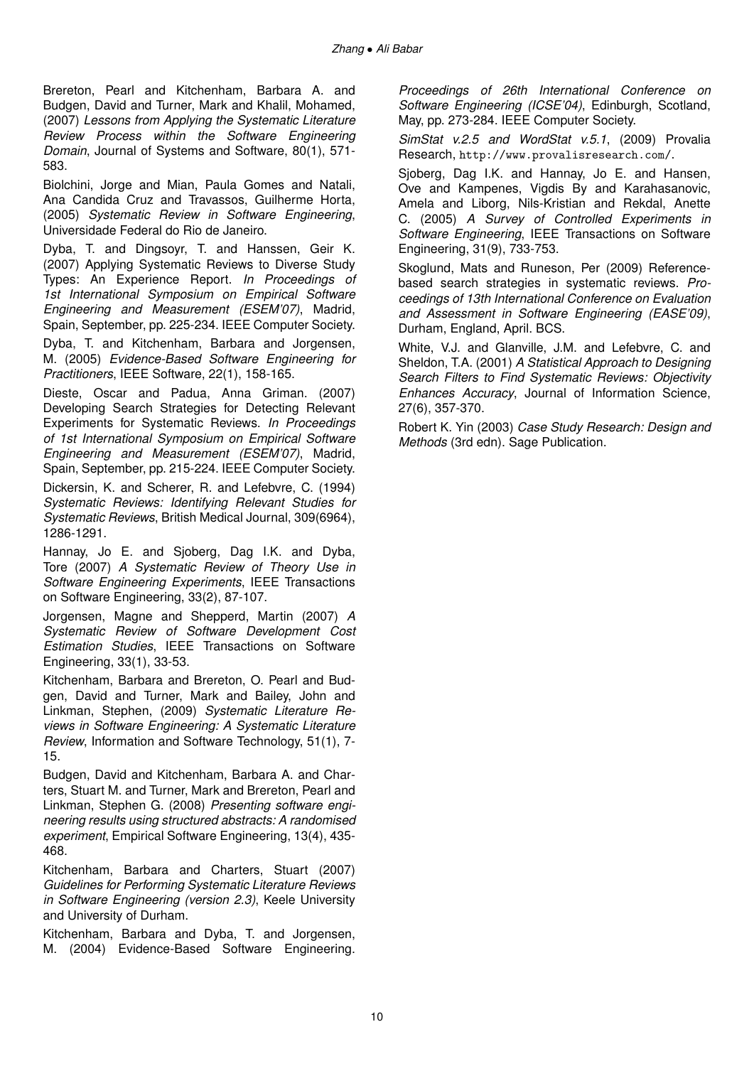Brereton, Pearl and Kitchenham, Barbara A. and Budgen, David and Turner, Mark and Khalil, Mohamed, (2007) *Lessons from Applying the Systematic Literature Review Process within the Software Engineering Domain*, Journal of Systems and Software, 80(1), 571-583.

Biolchini, Jorge and Mian, Paula Gomes and Natali, Ana Candida Cruz and Travassos, Guilherme Horta, (2005) *Systematic Review in Software Engineering*, Universidade Federal do Rio de Janeiro.

Dyba, T. and Dingsoyr, T. and Hanssen, Geir K. (2007) Applying Systematic Reviews to Diverse Study Types: An Experience Report. *In Proceedings of 1st International Symposium on Empirical Software Engineering and Measurement (ESEM'07)*, Madrid, Spain, September, pp. 225-234. IEEE Computer Society.

Dyba, T. and Kitchenham, Barbara and Jorgensen, M. (2005) *Evidence-Based Software Engineering for Practitioners*, IEEE Software, 22(1), 158-165.

Dieste, Oscar and Padua, Anna Griman. (2007) Developing Search Strategies for Detecting Relevant Experiments for Systematic Reviews. *In Proceedings of 1st International Symposium on Empirical Software Engineering and Measurement (ESEM'07)*, Madrid, Spain, September, pp. 215-224. IEEE Computer Society.

Dickersin, K. and Scherer, R. and Lefebvre, C. (1994) *Systematic Reviews: Identifying Relevant Studies for Systematic Reviews*, British Medical Journal, 309(6964), 1286-1291.

Hannay, Jo E. and Sjoberg, Dag I.K. and Dyba, Tore (2007) *A Systematic Review of Theory Use in Software Engineering Experiments*, IEEE Transactions on Software Engineering, 33(2), 87-107.

Jorgensen, Magne and Shepperd, Martin (2007) *A Systematic Review of Software Development Cost Estimation Studies*, IEEE Transactions on Software Engineering, 33(1), 33-53.

Kitchenham, Barbara and Brereton, O. Pearl and Budgen, David and Turner, Mark and Bailey, John and Linkman, Stephen, (2009) *Systematic Literature Reviews in Software Engineering: A Systematic Literature Review*, Information and Software Technology, 51(1), 7-15.

Budgen, David and Kitchenham, Barbara A. and Charters, Stuart M. and Turner, Mark and Brereton, Pearl and Linkman, Stephen G. (2008) *Presenting software engineering results using structured abstracts: A randomised experiment*, Empirical Software Engineering, 13(4), 435-468.

Kitchenham, Barbara and Charters, Stuart (2007) *Guidelines for Performing Systematic Literature Reviews in Software Engineering (version 2.3)*, Keele University and University of Durham.

Kitchenham, Barbara and Dyba, T. and Jorgensen, M. (2004) Evidence-Based Software Engineering. *Proceedings of 26th International Conference on Software Engineering (ICSE'04)*, Edinburgh, Scotland, May, pp. 273-284. IEEE Computer Society.

*SimStat v.2.5 and WordStat v.5.1*, (2009) Provalia Research, http://www.provalisresearch.com/.

Sjoberg, Dag I.K. and Hannay, Jo E. and Hansen, Ove and Kampenes, Vigdis By and Karahasanovic, Amela and Liborg, Nils-Kristian and Rekdal, Anette C. (2005) *A Survey of Controlled Experiments in Software Engineering*, IEEE Transactions on Software Engineering, 31(9), 733-753.

Skoglund, Mats and Runeson, Per (2009) Reference-based search strategies in systematic reviews. *Proceedings of 13th International Conference on Evaluation and Assessment in Software Engineering (EASE'09)*, Durham, England, April. BCS.

White, V.J. and Glanville, J.M. and Lefebvre, C. and Sheldon, T.A. (2001) *A Statistical Approach to Designing Search Filters to Find Systematic Reviews: Objectivity Enhances Accuracy*, Journal of Information Science, 27(6), 357-370.

Robert K. Yin (2003) *Case Study Research: Design and Methods* (3rd edn). Sage Publication.